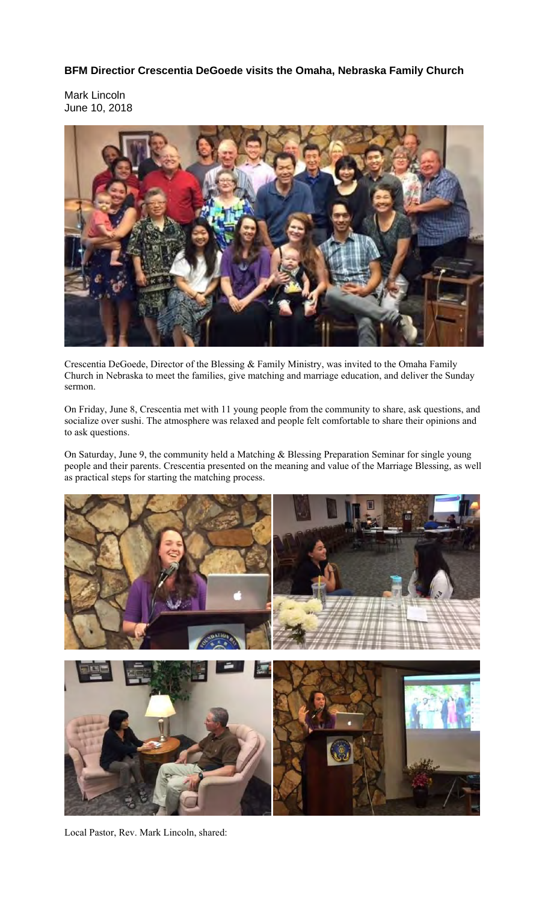### BFM Directior Crescentia DeGoede visits the Omaha, Nebraska Family Church

Mark Lincoln
June 10, 2018

Crescentia DeGoede, Director of the Blessing & Family Ministry, was invited to the Omaha Family Church in Nebraska to meet the families, give matching and marriage education, and deliver the Sunday sermon.

On Friday, June 8, Crescentia met with 11 young people from the community to share, ask questions, and socialize over sushi. The atmosphere was relaxed and people felt comfortable to share their opinions and to ask questions.

On Saturday, June 9, the community held a Matching & Blessing Preparation Seminar for single young people and their parents. Crescentia presented on the meaning and value of the Marriage Blessing, as well as practical steps for starting the matching process.

Local Pastor, Rev. Mark Lincoln, shared: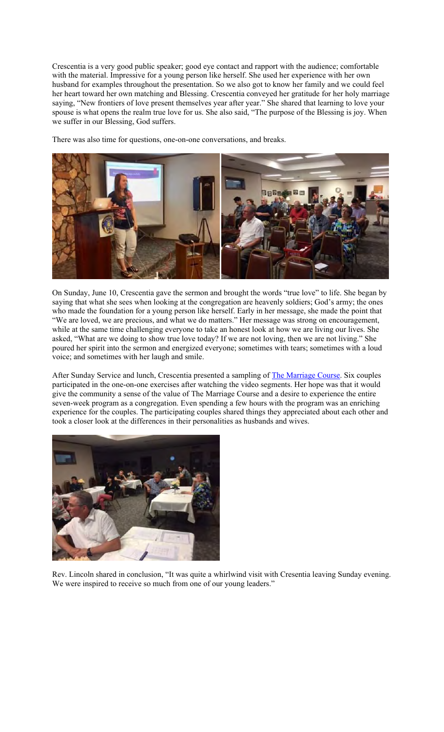Crescentia is a very good public speaker; good eye contact and rapport with the audience; comfortable with the material. Impressive for a young person like herself. She used her experience with her own husband for examples throughout the presentation. So we also got to know her family and we could feel her heart toward her own matching and Blessing. Crescentia conveyed her gratitude for her holy marriage saying, "New frontiers of love present themselves year after year." She shared that learning to love your spouse is what opens the realm true love for us. She also said, "The purpose of the Blessing is joy. When we suffer in our Blessing, God suffers.

There was also time for questions, one-on-one conversations, and breaks.

On Sunday, June 10, Crescentia gave the sermon and brought the words "true love" to life. She began by saying that what she sees when looking at the congregation are heavenly soldiers; God's army; the ones who made the foundation for a young person like herself. Early in her message, she made the point that "We are loved, we are precious, and what we do matters." Her message was strong on encouragement, while at the same time challenging everyone to take an honest look at how we are living our lives. She asked, "What are we doing to show true love today? If we are not loving, then we are not living." She poured her spirit into the sermon and energized everyone; sometimes with tears; sometimes with a loud voice; and sometimes with her laugh and smile.

After Sunday Service and lunch, Crescentia presented a sampling of The Marriage Course. Six couples participated in the one-on-one exercises after watching the video segments. Her hope was that it would give the community a sense of the value of The Marriage Course and a desire to experience the entire seven-week program as a congregation. Even spending a few hours with the program was an enriching experience for the couples. The participating couples shared things they appreciated about each other and took a closer look at the differences in their personalities as husbands and wives.

Rev. Lincoln shared in conclusion, "It was quite a whirlwind visit with Cresentia leaving Sunday evening. We were inspired to receive so much from one of our young leaders."